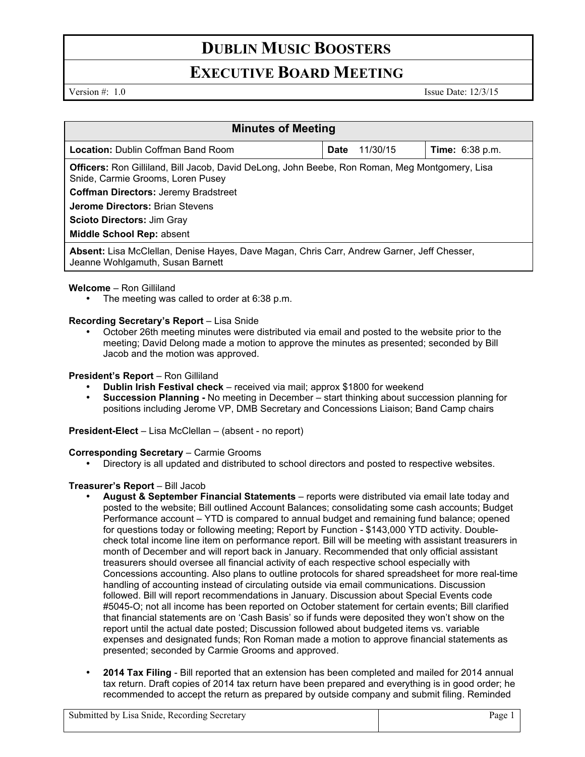# DUBLIN MUSIC BOOSTERS

## EXECUTIVE BOARD MEETING

Version #: 1.0 | Issue Date: 12/3/15

| Minutes of Meeting | | |
|---|---|---|
| **Location:** Dublin Coffman Band Room | **Date** 11/30/15 | **Time:** 6:38 p.m. |
| **Officers:** Ron Gilliland, Bill Jacob, David DeLong, John Beebe, Ron Roman, Meg Montgomery, Lisa Snide, Carmie Grooms, Loren Pusey<br>**Coffman Directors:** Jeremy Bradstreet<br>**Jerome Directors:** Brian Stevens<br>**Scioto Directors:** Jim Gray<br>**Middle School Rep:** absent | | |
| **Absent:** Lisa McClellan, Denise Hayes, Dave Magan, Chris Carr, Andrew Garner, Jeff Chesser, Jeanne Wohlgamuth, Susan Barnett | | |

**Welcome** – Ron Gilliland

- The meeting was called to order at 6:38 p.m.

**Recording Secretary's Report** – Lisa Snide

- October 26th meeting minutes were distributed via email and posted to the website prior to the meeting; David Delong made a motion to approve the minutes as presented; seconded by Bill Jacob and the motion was approved.

**President's Report** – Ron Gilliland

- **Dublin Irish Festival check** – received via mail; approx $1800 for weekend
- **Succession Planning -** No meeting in December – start thinking about succession planning for positions including Jerome VP, DMB Secretary and Concessions Liaison; Band Camp chairs

**President-Elect** – Lisa McClellan – (absent - no report)

**Corresponding Secretary** – Carmie Grooms

- Directory is all updated and distributed to school directors and posted to respective websites.

**Treasurer's Report** – Bill Jacob

- **August & September Financial Statements** – reports were distributed via email late today and posted to the website; Bill outlined Account Balances; consolidating some cash accounts; Budget Performance account – YTD is compared to annual budget and remaining fund balance; opened for questions today or following meeting; Report by Function - $143,000 YTD activity. Double-check total income line item on performance report. Bill will be meeting with assistant treasurers in month of December and will report back in January. Recommended that only official assistant treasurers should oversee all financial activity of each respective school especially with Concessions accounting. Also plans to outline protocols for shared spreadsheet for more real-time handling of accounting instead of circulating outside via email communications. Discussion followed. Bill will report recommendations in January. Discussion about Special Events code #5045-O; not all income has been reported on October statement for certain events; Bill clarified that financial statements are on 'Cash Basis' so if funds were deposited they won't show on the report until the actual date posted; Discussion followed about budgeted items vs. variable expenses and designated funds; Ron Roman made a motion to approve financial statements as presented; seconded by Carmie Grooms and approved.

- **2014 Tax Filing** - Bill reported that an extension has been completed and mailed for 2014 annual tax return. Draft copies of 2014 tax return have been prepared and everything is in good order; he recommended to accept the return as prepared by outside company and submit filing. Reminded

Submitted by Lisa Snide, Recording Secretary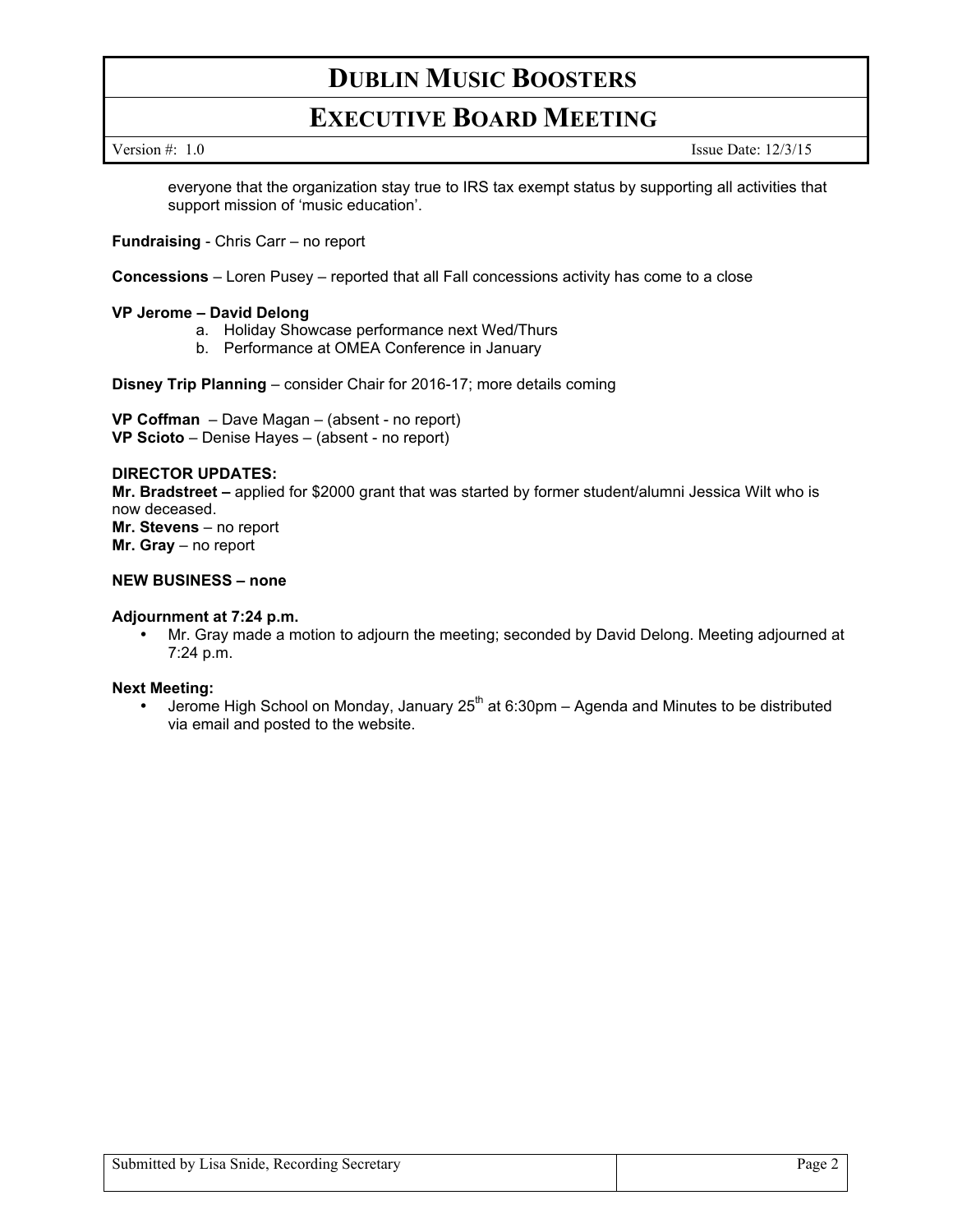everyone that the organization stay true to IRS tax exempt status by supporting all activities that support mission of 'music education'.

**Fundraising** - Chris Carr – no report

**Concessions** – Loren Pusey – reported that all Fall concessions activity has come to a close

**VP Jerome – David Delong**

a. Holiday Showcase performance next Wed/Thurs
b. Performance at OMEA Conference in January

**Disney Trip Planning** – consider Chair for 2016-17; more details coming

**VP Coffman** – Dave Magan – (absent - no report)
**VP Scioto** – Denise Hayes – (absent - no report)

**DIRECTOR UPDATES:**
**Mr. Bradstreet –** applied for $2000 grant that was started by former student/alumni Jessica Wilt who is now deceased.
**Mr. Stevens** – no report
**Mr. Gray** – no report

**NEW BUSINESS – none**

**Adjournment at 7:24 p.m.**

- Mr. Gray made a motion to adjourn the meeting; seconded by David Delong. Meeting adjourned at 7:24 p.m.

**Next Meeting:**

- Jerome High School on Monday, January 25th at 6:30pm – Agenda and Minutes to be distributed via email and posted to the website.

Submitted by Lisa Snide, Recording Secretary